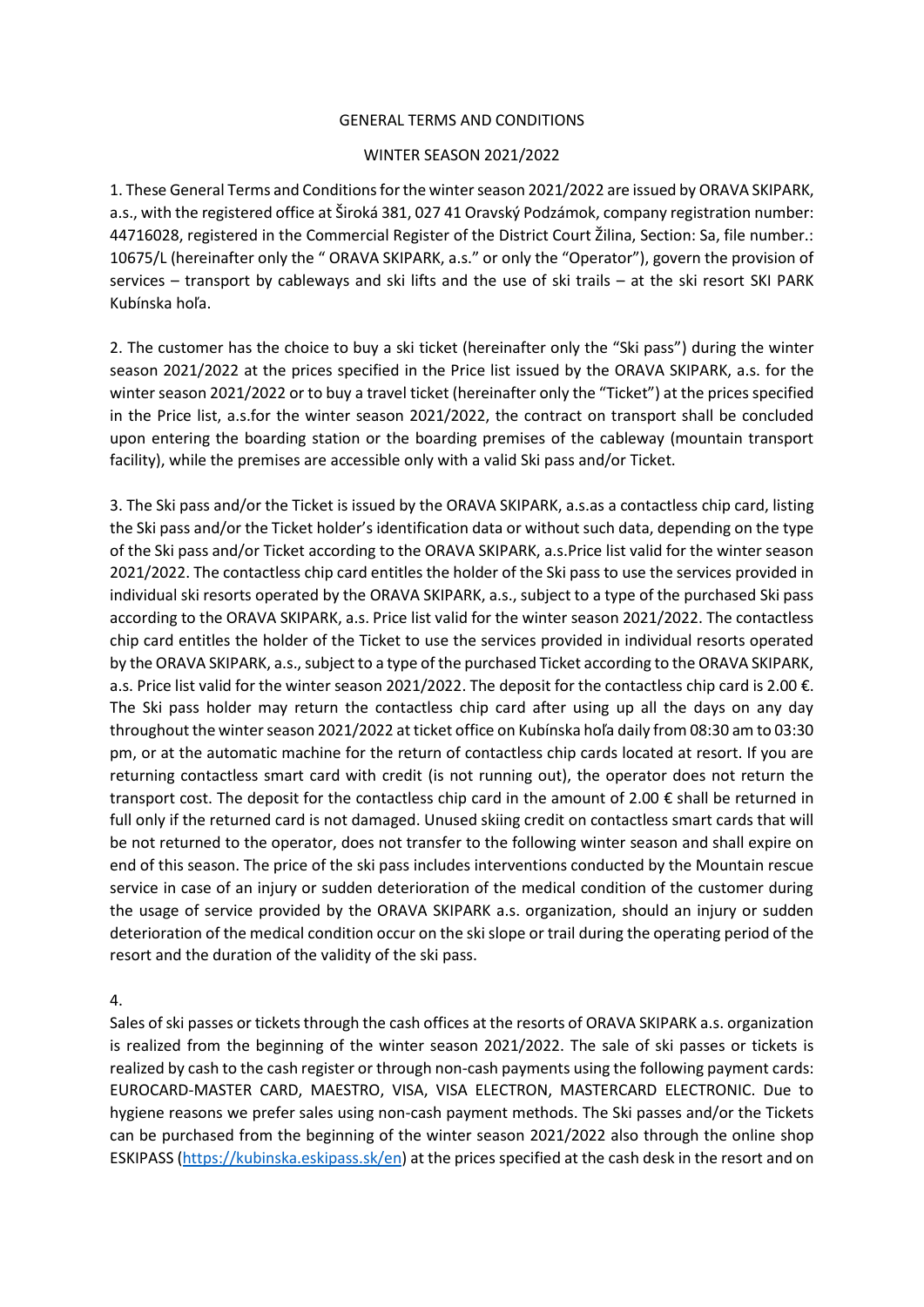GENERAL TERMS AND CONDITIONS

WINTER SEASON 2021/2022

1. These General Terms and Conditions for the winter season 2021/2022 are issued by ORAVA SKIPARK, a.s., with the registered office at Široká 381, 027 41 Oravský Podzámok, company registration number: 44716028, registered in the Commercial Register of the District Court Žilina, Section: Sa, file number.: 10675/L (hereinafter only the " ORAVA SKIPARK, a.s." or only the "Operator"), govern the provision of services – transport by cableways and ski lifts and the use of ski trails – at the ski resort SKI PARK Kubínska hoľa.

2. The customer has the choice to buy a ski ticket (hereinafter only the "Ski pass") during the winter season 2021/2022 at the prices specified in the Price list issued by the ORAVA SKIPARK, a.s. for the winter season 2021/2022 or to buy a travel ticket (hereinafter only the "Ticket") at the prices specified in the Price list, a.s.for the winter season 2021/2022, the contract on transport shall be concluded upon entering the boarding station or the boarding premises of the cableway (mountain transport facility), while the premises are accessible only with a valid Ski pass and/or Ticket.

3. The Ski pass and/or the Ticket is issued by the ORAVA SKIPARK, a.s.as a contactless chip card, listing the Ski pass and/or the Ticket holder's identification data or without such data, depending on the type of the Ski pass and/or Ticket according to the ORAVA SKIPARK, a.s.Price list valid for the winter season 2021/2022. The contactless chip card entitles the holder of the Ski pass to use the services provided in individual ski resorts operated by the ORAVA SKIPARK, a.s., subject to a type of the purchased Ski pass according to the ORAVA SKIPARK, a.s. Price list valid for the winter season 2021/2022. The contactless chip card entitles the holder of the Ticket to use the services provided in individual resorts operated by the ORAVA SKIPARK, a.s., subject to a type of the purchased Ticket according to the ORAVA SKIPARK, a.s. Price list valid for the winter season 2021/2022. The deposit for the contactless chip card is 2.00 €. The Ski pass holder may return the contactless chip card after using up all the days on any day throughout the winter season 2021/2022 at ticket office on Kubínska hoľa daily from 08:30 am to 03:30 pm, or at the automatic machine for the return of contactless chip cards located at resort. If you are returning contactless smart card with credit (is not running out), the operator does not return the transport cost. The deposit for the contactless chip card in the amount of 2.00 € shall be returned in full only if the returned card is not damaged. Unused skiing credit on contactless smart cards that will be not returned to the operator, does not transfer to the following winter season and shall expire on end of this season. The price of the ski pass includes interventions conducted by the Mountain rescue service in case of an injury or sudden deterioration of the medical condition of the customer during the usage of service provided by the ORAVA SKIPARK a.s. organization, should an injury or sudden deterioration of the medical condition occur on the ski slope or trail during the operating period of the resort and the duration of the validity of the ski pass.

4.

Sales of ski passes or tickets through the cash offices at the resorts of ORAVA SKIPARK a.s. organization is realized from the beginning of the winter season 2021/2022. The sale of ski passes or tickets is realized by cash to the cash register or through non-cash payments using the following payment cards: EUROCARD-MASTER CARD, MAESTRO, VISA, VISA ELECTRON, MASTERCARD ELECTRONIC. Due to hygiene reasons we prefer sales using non-cash payment methods. The Ski passes and/or the Tickets can be purchased from the beginning of the winter season 2021/2022 also through the online shop ESKIPASS (https://kubinska.eskipass.sk/en) at the prices specified at the cash desk in the resort and on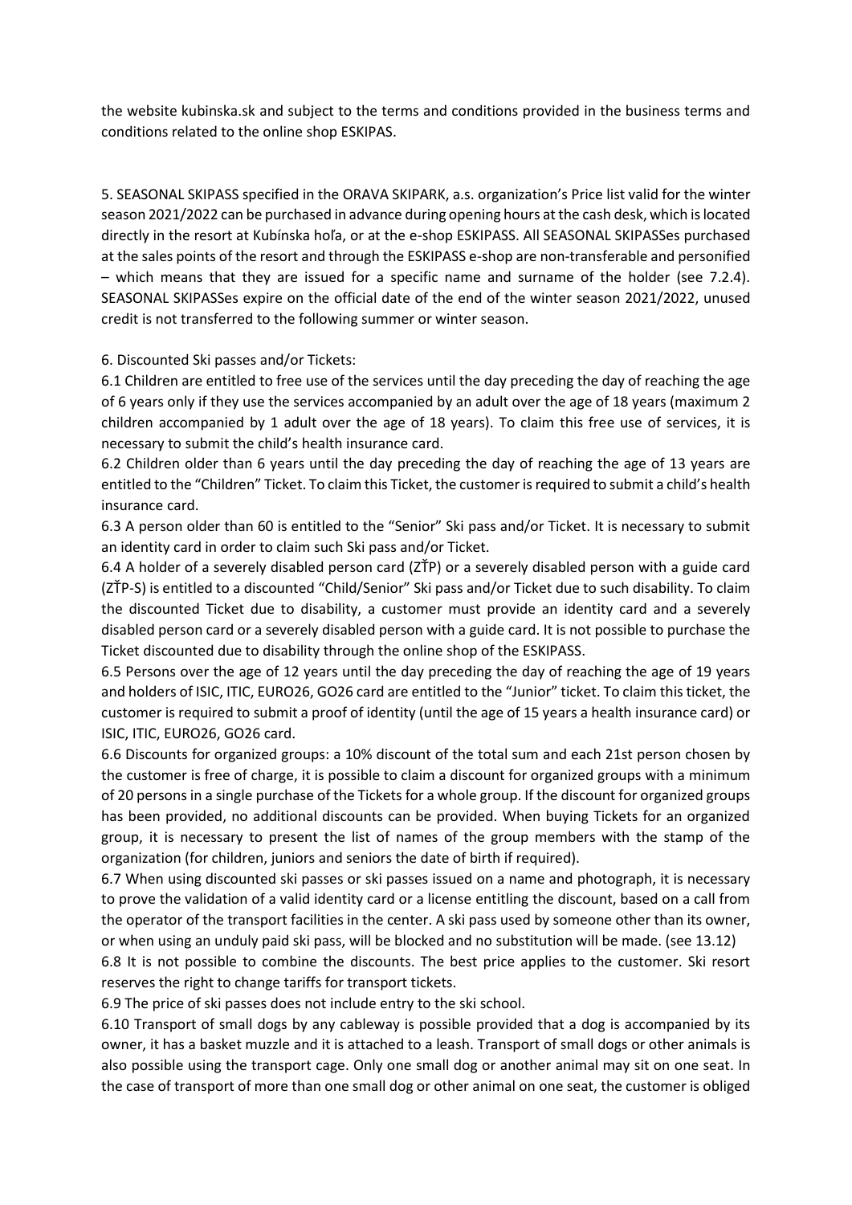the website kubinska.sk and subject to the terms and conditions provided in the business terms and conditions related to the online shop ESKIPAS.

5. SEASONAL SKIPASS specified in the ORAVA SKIPARK, a.s. organization's Price list valid for the winter season 2021/2022 can be purchased in advance during opening hours at the cash desk, which is located directly in the resort at Kubínska hoľa, or at the e-shop ESKIPASS. All SEASONAL SKIPASSes purchased at the sales points of the resort and through the ESKIPASS e-shop are non-transferable and personified – which means that they are issued for a specific name and surname of the holder (see 7.2.4). SEASONAL SKIPASSes expire on the official date of the end of the winter season 2021/2022, unused credit is not transferred to the following summer or winter season.

6. Discounted Ski passes and/or Tickets:

6.1 Children are entitled to free use of the services until the day preceding the day of reaching the age of 6 years only if they use the services accompanied by an adult over the age of 18 years (maximum 2 children accompanied by 1 adult over the age of 18 years). To claim this free use of services, it is necessary to submit the child's health insurance card.

6.2 Children older than 6 years until the day preceding the day of reaching the age of 13 years are entitled to the "Children" Ticket. To claim this Ticket, the customer is required to submit a child's health insurance card.

6.3 A person older than 60 is entitled to the "Senior" Ski pass and/or Ticket. It is necessary to submit an identity card in order to claim such Ski pass and/or Ticket.

6.4 A holder of a severely disabled person card (ZŤP) or a severely disabled person with a guide card (ZŤP-S) is entitled to a discounted "Child/Senior" Ski pass and/or Ticket due to such disability. To claim the discounted Ticket due to disability, a customer must provide an identity card and a severely disabled person card or a severely disabled person with a guide card. It is not possible to purchase the Ticket discounted due to disability through the online shop of the ESKIPASS.

6.5 Persons over the age of 12 years until the day preceding the day of reaching the age of 19 years and holders of ISIC, ITIC, EURO26, GO26 card are entitled to the "Junior" ticket. To claim this ticket, the customer is required to submit a proof of identity (until the age of 15 years a health insurance card) or ISIC, ITIC, EURO26, GO26 card.

6.6 Discounts for organized groups: a 10% discount of the total sum and each 21st person chosen by the customer is free of charge, it is possible to claim a discount for organized groups with a minimum of 20 persons in a single purchase of the Tickets for a whole group. If the discount for organized groups has been provided, no additional discounts can be provided. When buying Tickets for an organized group, it is necessary to present the list of names of the group members with the stamp of the organization (for children, juniors and seniors the date of birth if required).

6.7 When using discounted ski passes or ski passes issued on a name and photograph, it is necessary to prove the validation of a valid identity card or a license entitling the discount, based on a call from the operator of the transport facilities in the center. A ski pass used by someone other than its owner, or when using an unduly paid ski pass, will be blocked and no substitution will be made. (see 13.12)

6.8 It is not possible to combine the discounts. The best price applies to the customer. Ski resort reserves the right to change tariffs for transport tickets.

6.9 The price of ski passes does not include entry to the ski school.

6.10 Transport of small dogs by any cableway is possible provided that a dog is accompanied by its owner, it has a basket muzzle and it is attached to a leash. Transport of small dogs or other animals is also possible using the transport cage. Only one small dog or another animal may sit on one seat. In the case of transport of more than one small dog or other animal on one seat, the customer is obliged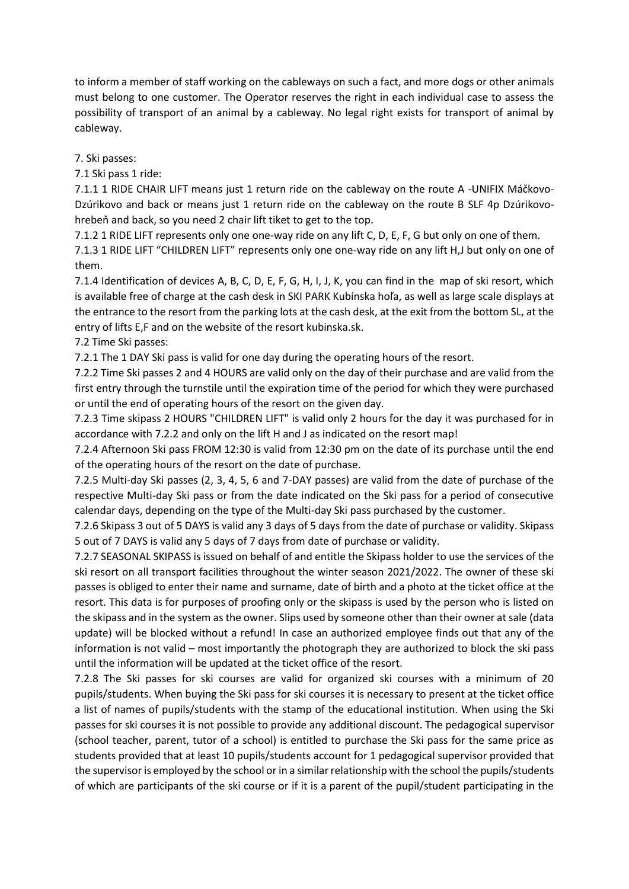to inform a member of staff working on the cableways on such a fact, and more dogs or other animals must belong to one customer. The Operator reserves the right in each individual case to assess the possibility of transport of an animal by a cableway. No legal right exists for transport of animal by cableway.

7. Ski passes:

7.1 Ski pass 1 ride:

7.1.1 1 RIDE CHAIR LIFT means just 1 return ride on the cableway on the route A -UNIFIX Máčkovo-Dzúrikovo and back or means just 1 return ride on the cableway on the route B SLF 4p Dzúrikovo-hrebeň and back, so you need 2 chair lift tiket to get to the top.

7.1.2 1 RIDE LIFT represents only one one-way ride on any lift C, D, E, F, G but only on one of them.

7.1.3 1 RIDE LIFT "CHILDREN LIFT" represents only one one-way ride on any lift H,J but only on one of them.

7.1.4 Identification of devices A, B, C, D, E, F, G, H, I, J, K, you can find in the map of ski resort, which is available free of charge at the cash desk in SKI PARK Kubínska hoľa, as well as large scale displays at the entrance to the resort from the parking lots at the cash desk, at the exit from the bottom SL, at the entry of lifts E,F and on the website of the resort kubinska.sk.

7.2 Time Ski passes:

7.2.1 The 1 DAY Ski pass is valid for one day during the operating hours of the resort.

7.2.2 Time Ski passes 2 and 4 HOURS are valid only on the day of their purchase and are valid from the first entry through the turnstile until the expiration time of the period for which they were purchased or until the end of operating hours of the resort on the given day.

7.2.3 Time skipass 2 HOURS "CHILDREN LIFT" is valid only 2 hours for the day it was purchased for in accordance with 7.2.2 and only on the lift H and J as indicated on the resort map!

7.2.4 Afternoon Ski pass FROM 12:30 is valid from 12:30 pm on the date of its purchase until the end of the operating hours of the resort on the date of purchase.

7.2.5 Multi-day Ski passes (2, 3, 4, 5, 6 and 7-DAY passes) are valid from the date of purchase of the respective Multi-day Ski pass or from the date indicated on the Ski pass for a period of consecutive calendar days, depending on the type of the Multi-day Ski pass purchased by the customer.

7.2.6 Skipass 3 out of 5 DAYS is valid any 3 days of 5 days from the date of purchase or validity. Skipass 5 out of 7 DAYS is valid any 5 days of 7 days from date of purchase or validity.

7.2.7 SEASONAL SKIPASS is issued on behalf of and entitle the Skipass holder to use the services of the ski resort on all transport facilities throughout the winter season 2021/2022. The owner of these ski passes is obliged to enter their name and surname, date of birth and a photo at the ticket office at the resort. This data is for purposes of proofing only or the skipass is used by the person who is listed on the skipass and in the system as the owner. Slips used by someone other than their owner at sale (data update) will be blocked without a refund! In case an authorized employee finds out that any of the information is not valid – most importantly the photograph they are authorized to block the ski pass until the information will be updated at the ticket office of the resort.

7.2.8 The Ski passes for ski courses are valid for organized ski courses with a minimum of 20 pupils/students. When buying the Ski pass for ski courses it is necessary to present at the ticket office a list of names of pupils/students with the stamp of the educational institution. When using the Ski passes for ski courses it is not possible to provide any additional discount. The pedagogical supervisor (school teacher, parent, tutor of a school) is entitled to purchase the Ski pass for the same price as students provided that at least 10 pupils/students account for 1 pedagogical supervisor provided that the supervisor is employed by the school or in a similar relationship with the school the pupils/students of which are participants of the ski course or if it is a parent of the pupil/student participating in the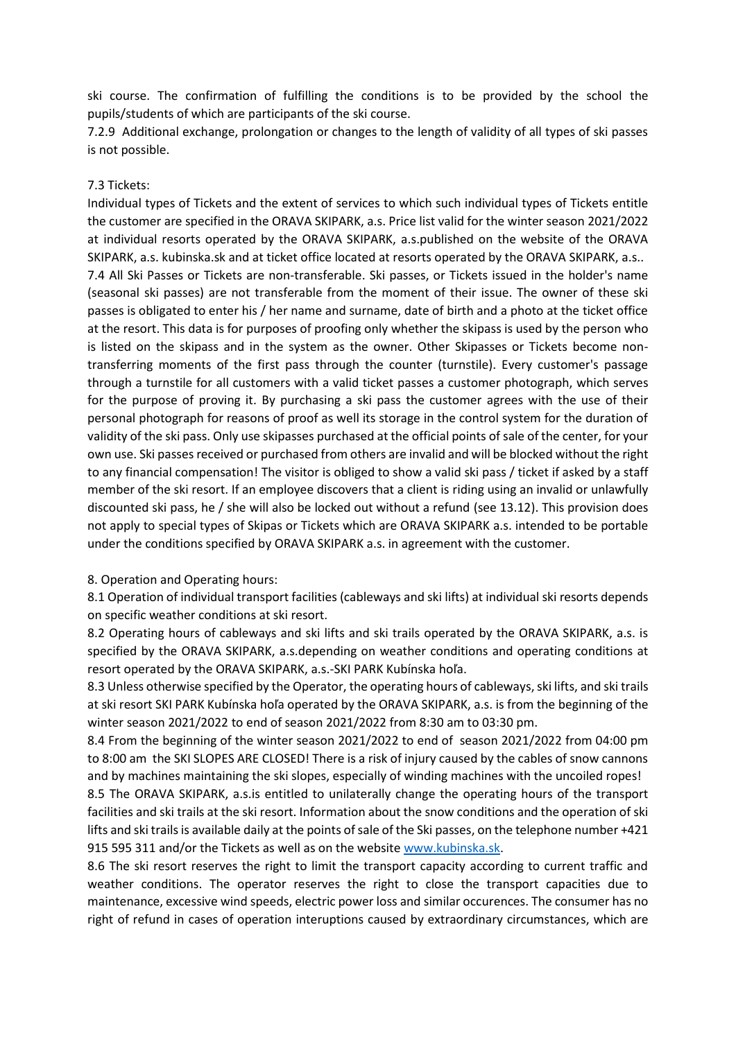ski course. The confirmation of fulfilling the conditions is to be provided by the school the pupils/students of which are participants of the ski course.

7.2.9 Additional exchange, prolongation or changes to the length of validity of all types of ski passes is not possible.

7.3 Tickets:

Individual types of Tickets and the extent of services to which such individual types of Tickets entitle the customer are specified in the ORAVA SKIPARK, a.s. Price list valid for the winter season 2021/2022 at individual resorts operated by the ORAVA SKIPARK, a.s.published on the website of the ORAVA SKIPARK, a.s. kubinska.sk and at ticket office located at resorts operated by the ORAVA SKIPARK, a.s..

7.4 All Ski Passes or Tickets are non-transferable. Ski passes, or Tickets issued in the holder's name (seasonal ski passes) are not transferable from the moment of their issue. The owner of these ski passes is obligated to enter his / her name and surname, date of birth and a photo at the ticket office at the resort. This data is for purposes of proofing only whether the skipass is used by the person who is listed on the skipass and in the system as the owner. Other Skipasses or Tickets become non-transferring moments of the first pass through the counter (turnstile). Every customer's passage through a turnstile for all customers with a valid ticket passes a customer photograph, which serves for the purpose of proving it. By purchasing a ski pass the customer agrees with the use of their personal photograph for reasons of proof as well its storage in the control system for the duration of validity of the ski pass. Only use skipasses purchased at the official points of sale of the center, for your own use. Ski passes received or purchased from others are invalid and will be blocked without the right to any financial compensation! The visitor is obliged to show a valid ski pass / ticket if asked by a staff member of the ski resort. If an employee discovers that a client is riding using an invalid or unlawfully discounted ski pass, he / she will also be locked out without a refund (see 13.12). This provision does not apply to special types of Skipas or Tickets which are ORAVA SKIPARK a.s. intended to be portable under the conditions specified by ORAVA SKIPARK a.s. in agreement with the customer.

8. Operation and Operating hours:

8.1 Operation of individual transport facilities (cableways and ski lifts) at individual ski resorts depends on specific weather conditions at ski resort.

8.2 Operating hours of cableways and ski lifts and ski trails operated by the ORAVA SKIPARK, a.s. is specified by the ORAVA SKIPARK, a.s.depending on weather conditions and operating conditions at resort operated by the ORAVA SKIPARK, a.s.-SKI PARK Kubínska hoľa.

8.3 Unless otherwise specified by the Operator, the operating hours of cableways, ski lifts, and ski trails at ski resort SKI PARK Kubínska hoľa operated by the ORAVA SKIPARK, a.s. is from the beginning of the winter season 2021/2022 to end of season 2021/2022 from 8:30 am to 03:30 pm.

8.4 From the beginning of the winter season 2021/2022 to end of season 2021/2022 from 04:00 pm to 8:00 am the SKI SLOPES ARE CLOSED! There is a risk of injury caused by the cables of snow cannons and by machines maintaining the ski slopes, especially of winding machines with the uncoiled ropes!

8.5 The ORAVA SKIPARK, a.s.is entitled to unilaterally change the operating hours of the transport facilities and ski trails at the ski resort. Information about the snow conditions and the operation of ski lifts and ski trails is available daily at the points of sale of the Ski passes, on the telephone number +421 915 595 311 and/or the Tickets as well as on the website www.kubinska.sk.

8.6 The ski resort reserves the right to limit the transport capacity according to current traffic and weather conditions. The operator reserves the right to close the transport capacities due to maintenance, excessive wind speeds, electric power loss and similar occurences. The consumer has no right of refund in cases of operation interuptions caused by extraordinary circumstances, which are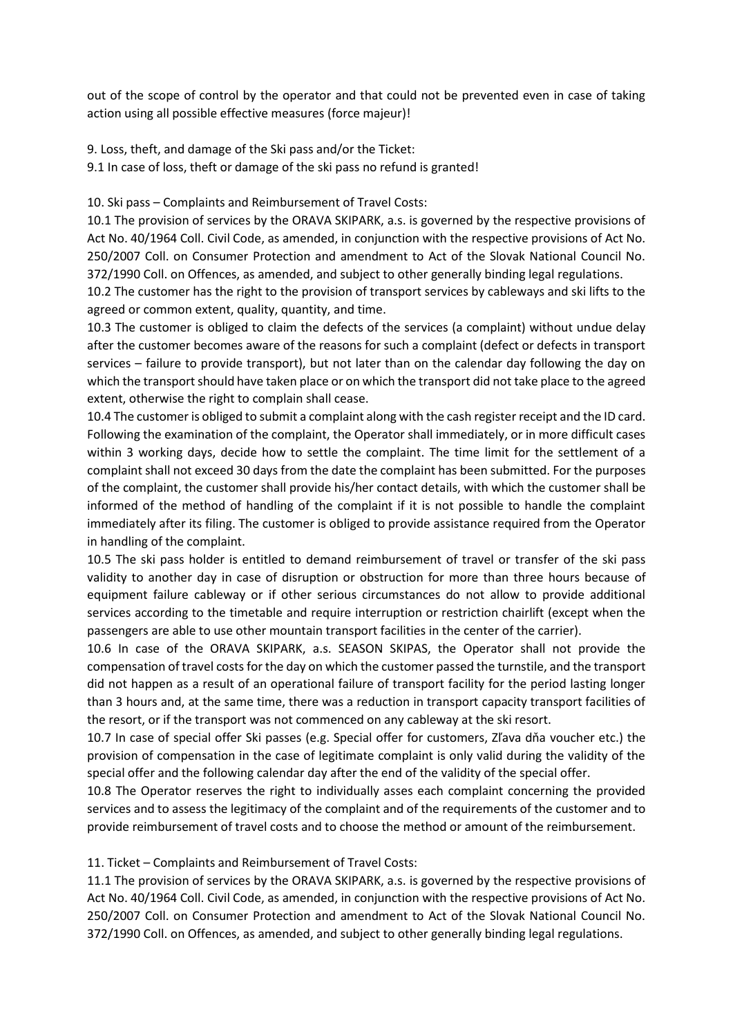out of the scope of control by the operator and that could not be prevented even in case of taking action using all possible effective measures (force majeur)!

9. Loss, theft, and damage of the Ski pass and/or the Ticket:

9.1 In case of loss, theft or damage of the ski pass no refund is granted!

10. Ski pass – Complaints and Reimbursement of Travel Costs:

10.1 The provision of services by the ORAVA SKIPARK, a.s. is governed by the respective provisions of Act No. 40/1964 Coll. Civil Code, as amended, in conjunction with the respective provisions of Act No. 250/2007 Coll. on Consumer Protection and amendment to Act of the Slovak National Council No. 372/1990 Coll. on Offences, as amended, and subject to other generally binding legal regulations.

10.2 The customer has the right to the provision of transport services by cableways and ski lifts to the agreed or common extent, quality, quantity, and time.

10.3 The customer is obliged to claim the defects of the services (a complaint) without undue delay after the customer becomes aware of the reasons for such a complaint (defect or defects in transport services – failure to provide transport), but not later than on the calendar day following the day on which the transport should have taken place or on which the transport did not take place to the agreed extent, otherwise the right to complain shall cease.

10.4 The customer is obliged to submit a complaint along with the cash register receipt and the ID card. Following the examination of the complaint, the Operator shall immediately, or in more difficult cases within 3 working days, decide how to settle the complaint. The time limit for the settlement of a complaint shall not exceed 30 days from the date the complaint has been submitted. For the purposes of the complaint, the customer shall provide his/her contact details, with which the customer shall be informed of the method of handling of the complaint if it is not possible to handle the complaint immediately after its filing. The customer is obliged to provide assistance required from the Operator in handling of the complaint.

10.5 The ski pass holder is entitled to demand reimbursement of travel or transfer of the ski pass validity to another day in case of disruption or obstruction for more than three hours because of equipment failure cableway or if other serious circumstances do not allow to provide additional services according to the timetable and require interruption or restriction chairlift (except when the passengers are able to use other mountain transport facilities in the center of the carrier).

10.6 In case of the ORAVA SKIPARK, a.s. SEASON SKIPAS, the Operator shall not provide the compensation of travel costs for the day on which the customer passed the turnstile, and the transport did not happen as a result of an operational failure of transport facility for the period lasting longer than 3 hours and, at the same time, there was a reduction in transport capacity transport facilities of the resort, or if the transport was not commenced on any cableway at the ski resort.

10.7 In case of special offer Ski passes (e.g. Special offer for customers, Zľava dňa voucher etc.) the provision of compensation in the case of legitimate complaint is only valid during the validity of the special offer and the following calendar day after the end of the validity of the special offer.

10.8 The Operator reserves the right to individually asses each complaint concerning the provided services and to assess the legitimacy of the complaint and of the requirements of the customer and to provide reimbursement of travel costs and to choose the method or amount of the reimbursement.

11. Ticket – Complaints and Reimbursement of Travel Costs:

11.1 The provision of services by the ORAVA SKIPARK, a.s. is governed by the respective provisions of Act No. 40/1964 Coll. Civil Code, as amended, in conjunction with the respective provisions of Act No. 250/2007 Coll. on Consumer Protection and amendment to Act of the Slovak National Council No. 372/1990 Coll. on Offences, as amended, and subject to other generally binding legal regulations.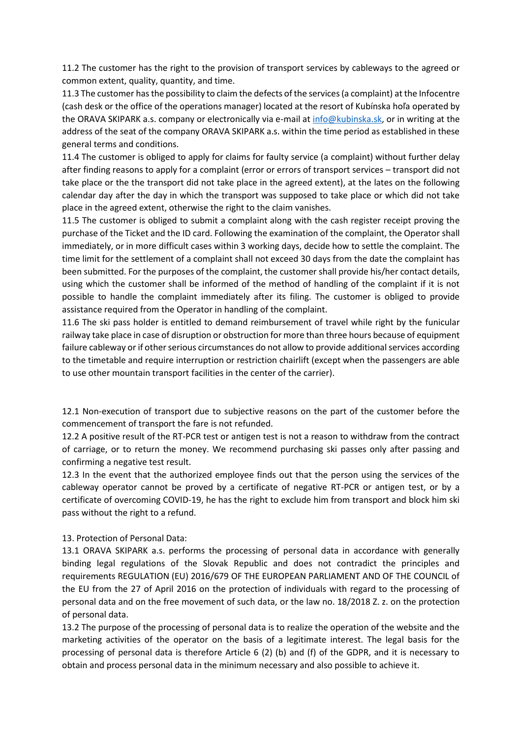11.2 The customer has the right to the provision of transport services by cableways to the agreed or common extent, quality, quantity, and time.

11.3 The customer has the possibility to claim the defects of the services (a complaint) at the Infocentre (cash desk or the office of the operations manager) located at the resort of Kubínska hoľa operated by the ORAVA SKIPARK a.s. company or electronically via e-mail at info@kubinska.sk, or in writing at the address of the seat of the company ORAVA SKIPARK a.s. within the time period as established in these general terms and conditions.

11.4 The customer is obliged to apply for claims for faulty service (a complaint) without further delay after finding reasons to apply for a complaint (error or errors of transport services – transport did not take place or the the transport did not take place in the agreed extent), at the lates on the following calendar day after the day in which the transport was supposed to take place or which did not take place in the agreed extent, otherwise the right to the claim vanishes.

11.5 The customer is obliged to submit a complaint along with the cash register receipt proving the purchase of the Ticket and the ID card. Following the examination of the complaint, the Operator shall immediately, or in more difficult cases within 3 working days, decide how to settle the complaint. The time limit for the settlement of a complaint shall not exceed 30 days from the date the complaint has been submitted. For the purposes of the complaint, the customer shall provide his/her contact details, using which the customer shall be informed of the method of handling of the complaint if it is not possible to handle the complaint immediately after its filing. The customer is obliged to provide assistance required from the Operator in handling of the complaint.

11.6 The ski pass holder is entitled to demand reimbursement of travel while right by the funicular railway take place in case of disruption or obstruction for more than three hours because of equipment failure cableway or if other serious circumstances do not allow to provide additional services according to the timetable and require interruption or restriction chairlift (except when the passengers are able to use other mountain transport facilities in the center of the carrier).

12.1 Non-execution of transport due to subjective reasons on the part of the customer before the commencement of transport the fare is not refunded.

12.2 A positive result of the RT-PCR test or antigen test is not a reason to withdraw from the contract of carriage, or to return the money. We recommend purchasing ski passes only after passing and confirming a negative test result.

12.3 In the event that the authorized employee finds out that the person using the services of the cableway operator cannot be proved by a certificate of negative RT-PCR or antigen test, or by a certificate of overcoming COVID-19, he has the right to exclude him from transport and block him ski pass without the right to a refund.

13. Protection of Personal Data:

13.1 ORAVA SKIPARK a.s. performs the processing of personal data in accordance with generally binding legal regulations of the Slovak Republic and does not contradict the principles and requirements REGULATION (EU) 2016/679 OF THE EUROPEAN PARLIAMENT AND OF THE COUNCIL of the EU from the 27 of April 2016 on the protection of individuals with regard to the processing of personal data and on the free movement of such data, or the law no. 18/2018 Z. z. on the protection of personal data.

13.2 The purpose of the processing of personal data is to realize the operation of the website and the marketing activities of the operator on the basis of a legitimate interest. The legal basis for the processing of personal data is therefore Article 6 (2) (b) and (f) of the GDPR, and it is necessary to obtain and process personal data in the minimum necessary and also possible to achieve it.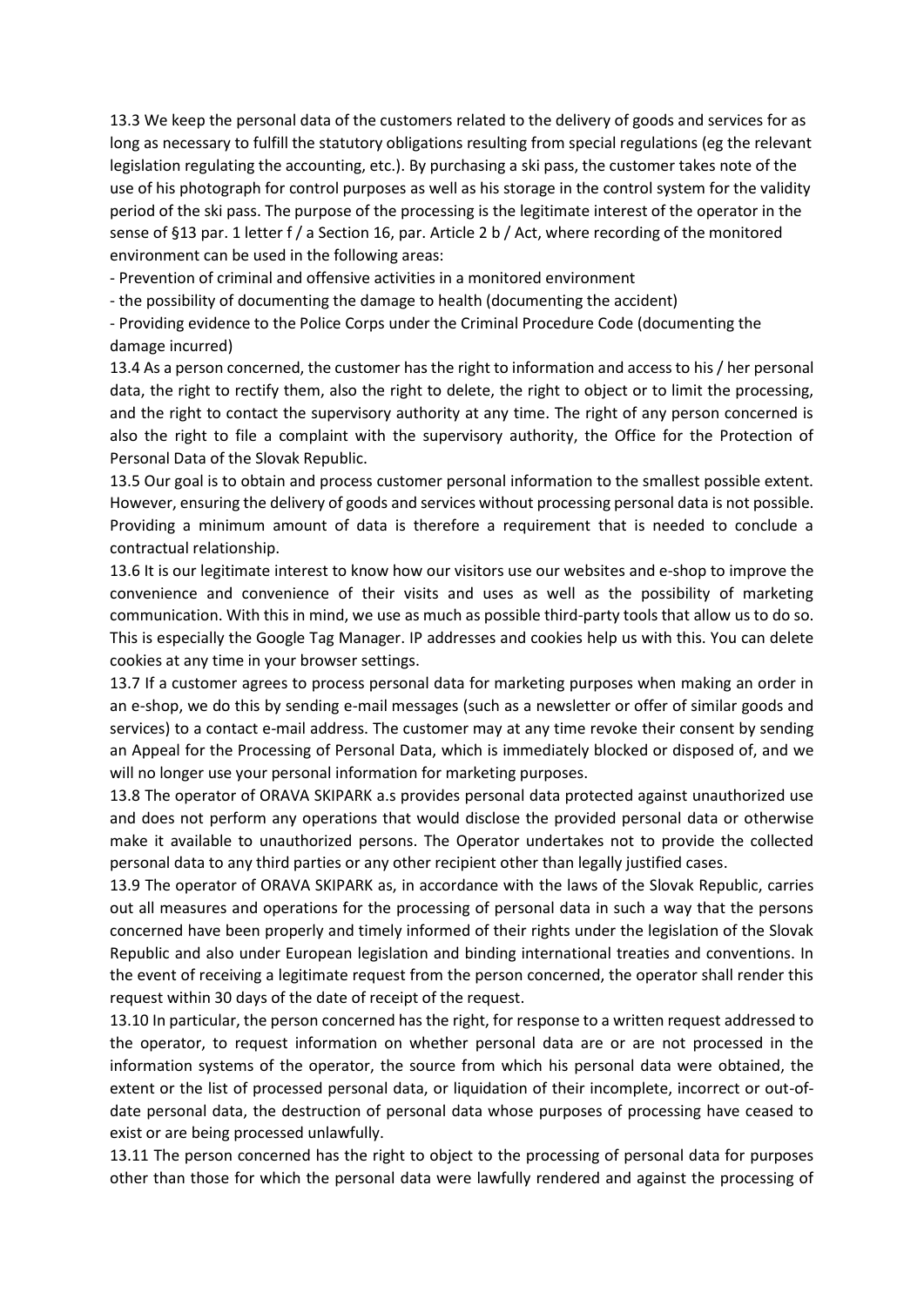13.3 We keep the personal data of the customers related to the delivery of goods and services for as long as necessary to fulfill the statutory obligations resulting from special regulations (eg the relevant legislation regulating the accounting, etc.). By purchasing a ski pass, the customer takes note of the use of his photograph for control purposes as well as his storage in the control system for the validity period of the ski pass. The purpose of the processing is the legitimate interest of the operator in the sense of §13 par. 1 letter f / a Section 16, par. Article 2 b / Act, where recording of the monitored environment can be used in the following areas:

- Prevention of criminal and offensive activities in a monitored environment
- the possibility of documenting the damage to health (documenting the accident)
- Providing evidence to the Police Corps under the Criminal Procedure Code (documenting the damage incurred)

13.4 As a person concerned, the customer has the right to information and access to his / her personal data, the right to rectify them, also the right to delete, the right to object or to limit the processing, and the right to contact the supervisory authority at any time. The right of any person concerned is also the right to file a complaint with the supervisory authority, the Office for the Protection of Personal Data of the Slovak Republic.

13.5 Our goal is to obtain and process customer personal information to the smallest possible extent. However, ensuring the delivery of goods and services without processing personal data is not possible. Providing a minimum amount of data is therefore a requirement that is needed to conclude a contractual relationship.

13.6 It is our legitimate interest to know how our visitors use our websites and e-shop to improve the convenience and convenience of their visits and uses as well as the possibility of marketing communication. With this in mind, we use as much as possible third-party tools that allow us to do so. This is especially the Google Tag Manager. IP addresses and cookies help us with this. You can delete cookies at any time in your browser settings.

13.7 If a customer agrees to process personal data for marketing purposes when making an order in an e-shop, we do this by sending e-mail messages (such as a newsletter or offer of similar goods and services) to a contact e-mail address. The customer may at any time revoke their consent by sending an Appeal for the Processing of Personal Data, which is immediately blocked or disposed of, and we will no longer use your personal information for marketing purposes.

13.8 The operator of ORAVA SKIPARK a.s provides personal data protected against unauthorized use and does not perform any operations that would disclose the provided personal data or otherwise make it available to unauthorized persons. The Operator undertakes not to provide the collected personal data to any third parties or any other recipient other than legally justified cases.

13.9 The operator of ORAVA SKIPARK as, in accordance with the laws of the Slovak Republic, carries out all measures and operations for the processing of personal data in such a way that the persons concerned have been properly and timely informed of their rights under the legislation of the Slovak Republic and also under European legislation and binding international treaties and conventions. In the event of receiving a legitimate request from the person concerned, the operator shall render this request within 30 days of the date of receipt of the request.

13.10 In particular, the person concerned has the right, for response to a written request addressed to the operator, to request information on whether personal data are or are not processed in the information systems of the operator, the source from which his personal data were obtained, the extent or the list of processed personal data, or liquidation of their incomplete, incorrect or out-of-date personal data, the destruction of personal data whose purposes of processing have ceased to exist or are being processed unlawfully.

13.11 The person concerned has the right to object to the processing of personal data for purposes other than those for which the personal data were lawfully rendered and against the processing of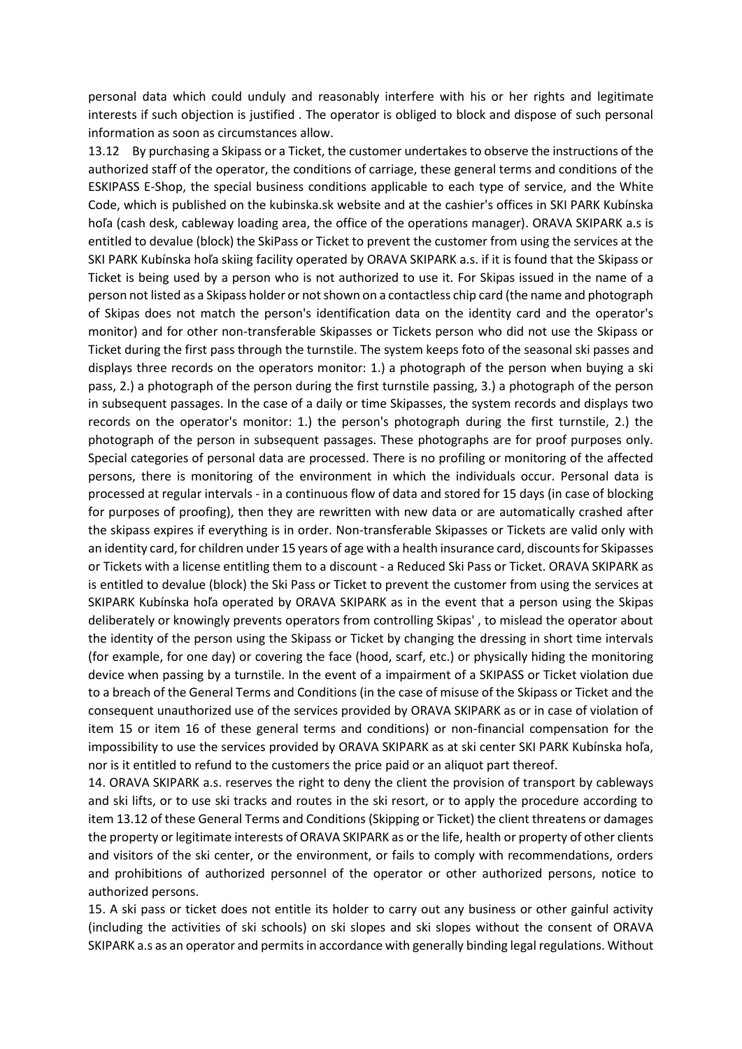personal data which could unduly and reasonably interfere with his or her rights and legitimate interests if such objection is justified . The operator is obliged to block and dispose of such personal information as soon as circumstances allow.

13.12 By purchasing a Skipass or a Ticket, the customer undertakes to observe the instructions of the authorized staff of the operator, the conditions of carriage, these general terms and conditions of the ESKIPASS E-Shop, the special business conditions applicable to each type of service, and the White Code, which is published on the kubinska.sk website and at the cashier's offices in SKI PARK Kubínska hoľa (cash desk, cableway loading area, the office of the operations manager). ORAVA SKIPARK a.s is entitled to devalue (block) the SkiPass or Ticket to prevent the customer from using the services at the SKI PARK Kubínska hoľa skiing facility operated by ORAVA SKIPARK a.s. if it is found that the Skipass or Ticket is being used by a person who is not authorized to use it. For Skipas issued in the name of a person not listed as a Skipass holder or not shown on a contactless chip card (the name and photograph of Skipas does not match the person's identification data on the identity card and the operator's monitor) and for other non-transferable Skipasses or Tickets person who did not use the Skipass or Ticket during the first pass through the turnstile. The system keeps foto of the seasonal ski passes and displays three records on the operators monitor: 1.) a photograph of the person when buying a ski pass, 2.) a photograph of the person during the first turnstile passing, 3.) a photograph of the person in subsequent passages. In the case of a daily or time Skipasses, the system records and displays two records on the operator's monitor: 1.) the person's photograph during the first turnstile, 2.) the photograph of the person in subsequent passages. These photographs are for proof purposes only. Special categories of personal data are processed. There is no profiling or monitoring of the affected persons, there is monitoring of the environment in which the individuals occur. Personal data is processed at regular intervals - in a continuous flow of data and stored for 15 days (in case of blocking for purposes of proofing), then they are rewritten with new data or are automatically crashed after the skipass expires if everything is in order. Non-transferable Skipasses or Tickets are valid only with an identity card, for children under 15 years of age with a health insurance card, discounts for Skipasses or Tickets with a license entitling them to a discount - a Reduced Ski Pass or Ticket. ORAVA SKIPARK as is entitled to devalue (block) the Ski Pass or Ticket to prevent the customer from using the services at SKIPARK Kubínska hoľa operated by ORAVA SKIPARK as in the event that a person using the Skipas deliberately or knowingly prevents operators from controlling Skipas' , to mislead the operator about the identity of the person using the Skipass or Ticket by changing the dressing in short time intervals (for example, for one day) or covering the face (hood, scarf, etc.) or physically hiding the monitoring device when passing by a turnstile. In the event of a impairment of a SKIPASS or Ticket violation due to a breach of the General Terms and Conditions (in the case of misuse of the Skipass or Ticket and the consequent unauthorized use of the services provided by ORAVA SKIPARK as or in case of violation of item 15 or item 16 of these general terms and conditions) or non-financial compensation for the impossibility to use the services provided by ORAVA SKIPARK as at ski center SKI PARK Kubínska hoľa, nor is it entitled to refund to the customers the price paid or an aliquot part thereof.

14. ORAVA SKIPARK a.s. reserves the right to deny the client the provision of transport by cableways and ski lifts, or to use ski tracks and routes in the ski resort, or to apply the procedure according to item 13.12 of these General Terms and Conditions (Skipping or Ticket) the client threatens or damages the property or legitimate interests of ORAVA SKIPARK as or the life, health or property of other clients and visitors of the ski center, or the environment, or fails to comply with recommendations, orders and prohibitions of authorized personnel of the operator or other authorized persons, notice to authorized persons.

15. A ski pass or ticket does not entitle its holder to carry out any business or other gainful activity (including the activities of ski schools) on ski slopes and ski slopes without the consent of ORAVA SKIPARK a.s as an operator and permits in accordance with generally binding legal regulations. Without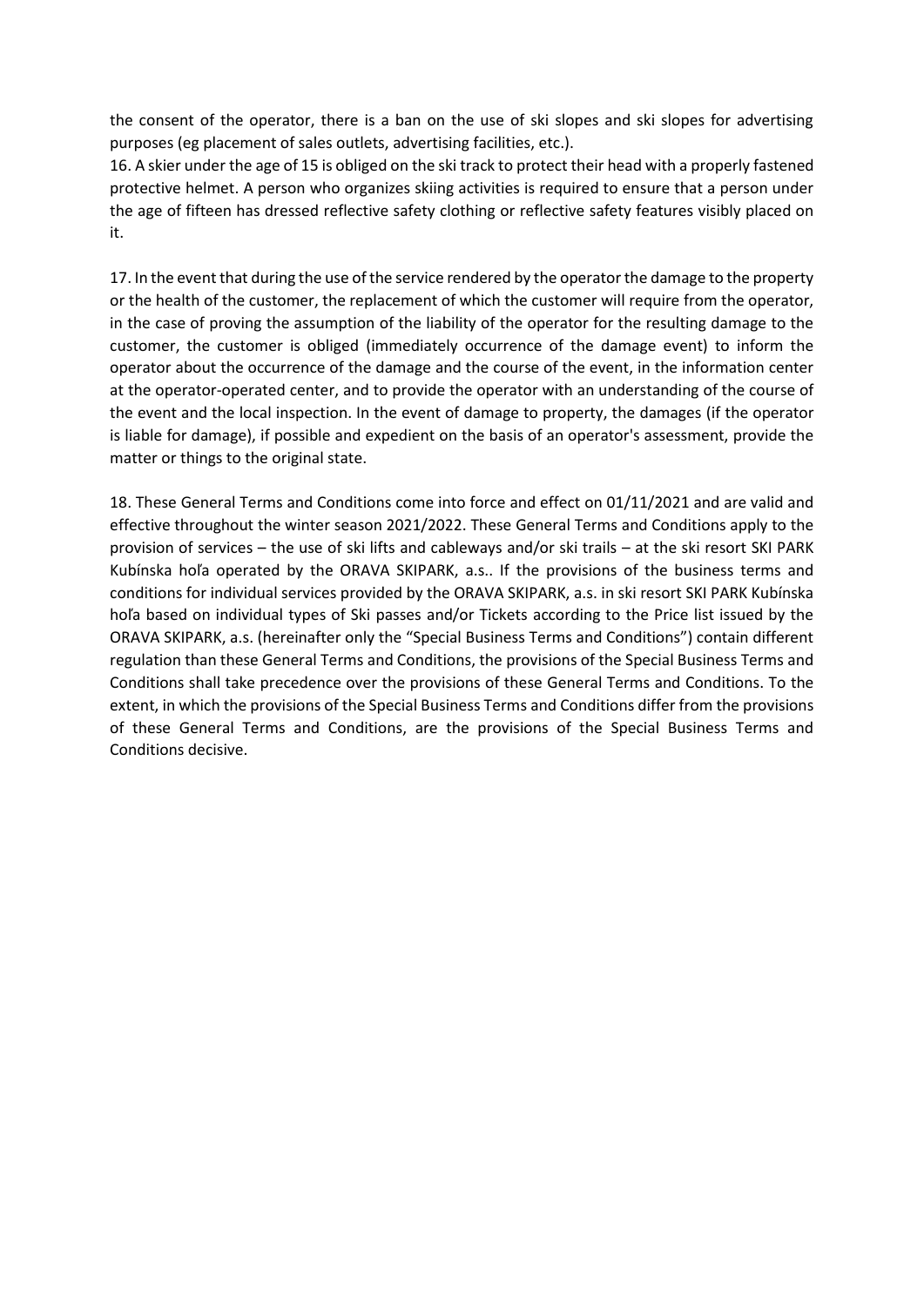the consent of the operator, there is a ban on the use of ski slopes and ski slopes for advertising purposes (eg placement of sales outlets, advertising facilities, etc.).

16. A skier under the age of 15 is obliged on the ski track to protect their head with a properly fastened protective helmet. A person who organizes skiing activities is required to ensure that a person under the age of fifteen has dressed reflective safety clothing or reflective safety features visibly placed on it.

17. In the event that during the use of the service rendered by the operator the damage to the property or the health of the customer, the replacement of which the customer will require from the operator, in the case of proving the assumption of the liability of the operator for the resulting damage to the customer, the customer is obliged (immediately occurrence of the damage event) to inform the operator about the occurrence of the damage and the course of the event, in the information center at the operator-operated center, and to provide the operator with an understanding of the course of the event and the local inspection. In the event of damage to property, the damages (if the operator is liable for damage), if possible and expedient on the basis of an operator's assessment, provide the matter or things to the original state.

18. These General Terms and Conditions come into force and effect on 01/11/2021 and are valid and effective throughout the winter season 2021/2022. These General Terms and Conditions apply to the provision of services – the use of ski lifts and cableways and/or ski trails – at the ski resort SKI PARK Kubínska hoľa operated by the ORAVA SKIPARK, a.s.. If the provisions of the business terms and conditions for individual services provided by the ORAVA SKIPARK, a.s. in ski resort SKI PARK Kubínska hoľa based on individual types of Ski passes and/or Tickets according to the Price list issued by the ORAVA SKIPARK, a.s. (hereinafter only the "Special Business Terms and Conditions") contain different regulation than these General Terms and Conditions, the provisions of the Special Business Terms and Conditions shall take precedence over the provisions of these General Terms and Conditions. To the extent, in which the provisions of the Special Business Terms and Conditions differ from the provisions of these General Terms and Conditions, are the provisions of the Special Business Terms and Conditions decisive.